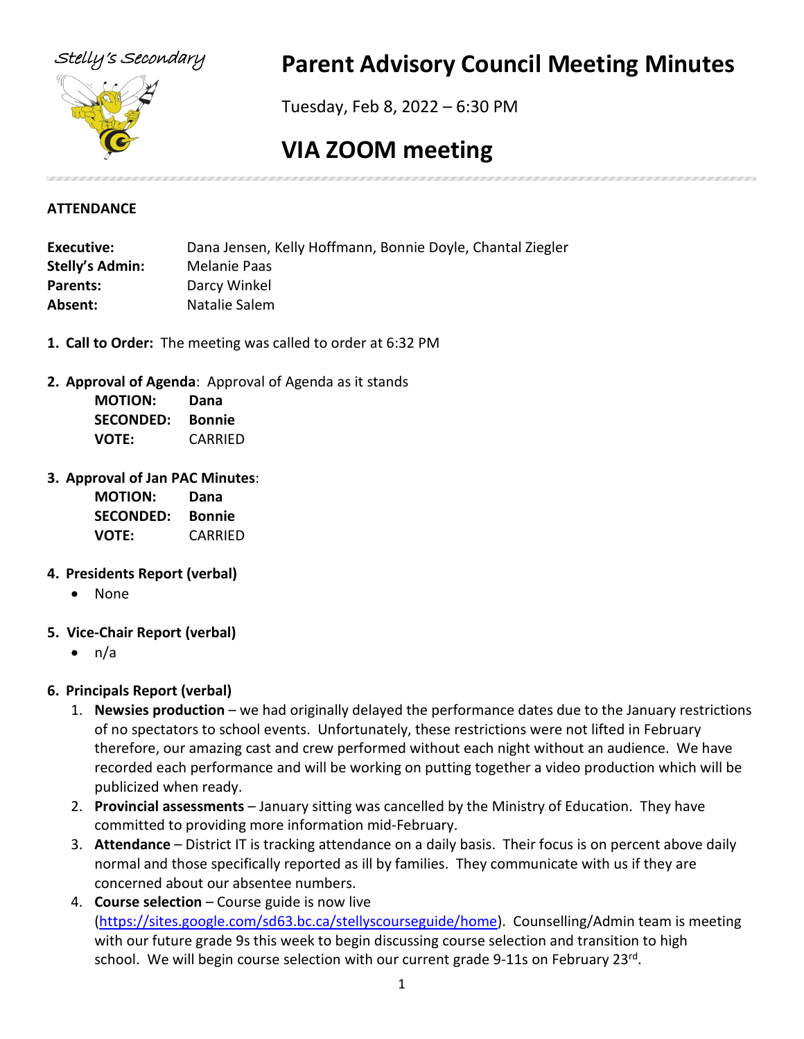Stelly's Secondary

# Parent Advisory Council Meeting Minutes

Tuesday, Feb 8, 2022 – 6:30 PM

# VIA ZOOM meeting

**ATTENDANCE**

| | |
|---|---|
| **Executive:** | Dana Jensen, Kelly Hoffmann, Bonnie Doyle, Chantal Ziegler |
| **Stelly's Admin:** | Melanie Paas |
| **Parents:** | Darcy Winkel |
| **Absent:** | Natalie Salem |

1. **Call to Order:** The meeting was called to order at 6:32 PM

2. **Approval of Agenda**: Approval of Agenda as it stands
   **MOTION:** **Dana**
   **SECONDED:** **Bonnie**
   **VOTE:** CARRIED

3. **Approval of Jan PAC Minutes**:
   **MOTION:** **Dana**
   **SECONDED:** **Bonnie**
   **VOTE:** CARRIED

4. **Presidents Report (verbal)**
   - None

5. **Vice-Chair Report (verbal)**
   - n/a

6. **Principals Report (verbal)**
   1. **Newsies production** – we had originally delayed the performance dates due to the January restrictions of no spectators to school events. Unfortunately, these restrictions were not lifted in February therefore, our amazing cast and crew performed without each night without an audience. We have recorded each performance and will be working on putting together a video production which will be publicized when ready.
   2. **Provincial assessments** – January sitting was cancelled by the Ministry of Education. They have committed to providing more information mid-February.
   3. **Attendance** – District IT is tracking attendance on a daily basis. Their focus is on percent above daily normal and those specifically reported as ill by families. They communicate with us if they are concerned about our absentee numbers.
   4. **Course selection** – Course guide is now live (https://sites.google.com/sd63.bc.ca/stellyscourseguide/home). Counselling/Admin team is meeting with our future grade 9s this week to begin discussing course selection and transition to high school. We will begin course selection with our current grade 9-11s on February 23rd.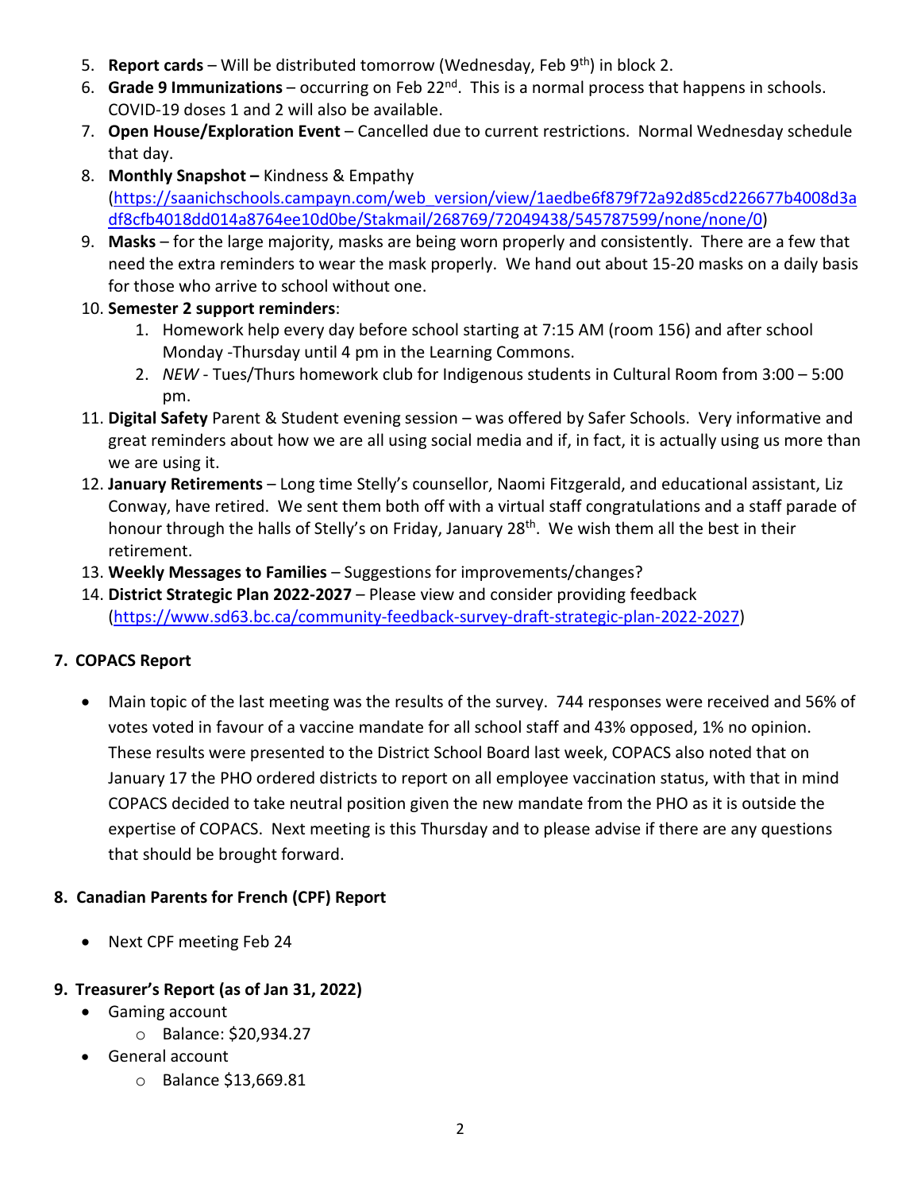5. **Report cards** – Will be distributed tomorrow (Wednesday, Feb 9th) in block 2.
6. **Grade 9 Immunizations** – occurring on Feb 22nd. This is a normal process that happens in schools. COVID-19 doses 1 and 2 will also be available.
7. **Open House/Exploration Event** – Cancelled due to current restrictions. Normal Wednesday schedule that day.
8. **Monthly Snapshot –** Kindness & Empathy (https://saanichschools.campayn.com/web_version/view/1aedbe6f879f72a92d85cd226677b4008d3adf8cfb4018dd014a8764ee10d0be/Stakmail/268769/72049438/545787599/none/none/0)
9. **Masks** – for the large majority, masks are being worn properly and consistently. There are a few that need the extra reminders to wear the mask properly. We hand out about 15-20 masks on a daily basis for those who arrive to school without one.
10. **Semester 2 support reminders**:
    1. Homework help every day before school starting at 7:15 AM (room 156) and after school Monday -Thursday until 4 pm in the Learning Commons.
    2. *NEW* - Tues/Thurs homework club for Indigenous students in Cultural Room from 3:00 – 5:00 pm.
11. **Digital Safety** Parent & Student evening session – was offered by Safer Schools. Very informative and great reminders about how we are all using social media and if, in fact, it is actually using us more than we are using it.
12. **January Retirements** – Long time Stelly's counsellor, Naomi Fitzgerald, and educational assistant, Liz Conway, have retired. We sent them both off with a virtual staff congratulations and a staff parade of honour through the halls of Stelly's on Friday, January 28th. We wish them all the best in their retirement.
13. **Weekly Messages to Families** – Suggestions for improvements/changes?
14. **District Strategic Plan 2022-2027** – Please view and consider providing feedback (https://www.sd63.bc.ca/community-feedback-survey-draft-strategic-plan-2022-2027)

## 7. COPACS Report

- Main topic of the last meeting was the results of the survey. 744 responses were received and 56% of votes voted in favour of a vaccine mandate for all school staff and 43% opposed, 1% no opinion. These results were presented to the District School Board last week, COPACS also noted that on January 17 the PHO ordered districts to report on all employee vaccination status, with that in mind COPACS decided to take neutral position given the new mandate from the PHO as it is outside the expertise of COPACS. Next meeting is this Thursday and to please advise if there are any questions that should be brought forward.

## 8. Canadian Parents for French (CPF) Report

- Next CPF meeting Feb 24

## 9. Treasurer's Report (as of Jan 31, 2022)

- Gaming account
  - Balance: $20,934.27
- General account
  - Balance $13,669.81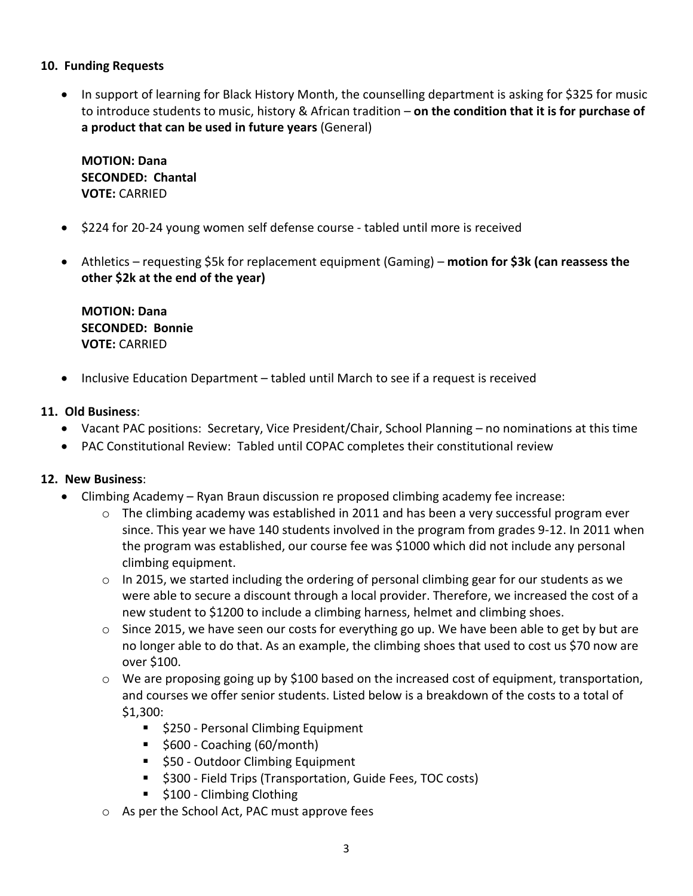## 10. Funding Requests

- In support of learning for Black History Month, the counselling department is asking for $325 for music to introduce students to music, history & African tradition – **on the condition that it is for purchase of a product that can be used in future years** (General)

  **MOTION: Dana**
  **SECONDED: Chantal**
  **VOTE:** CARRIED

- $224 for 20-24 young women self defense course - tabled until more is received

- Athletics – requesting $5k for replacement equipment (Gaming) – **motion for $3k (can reassess the other $2k at the end of the year)**

  **MOTION: Dana**
  **SECONDED: Bonnie**
  **VOTE:** CARRIED

- Inclusive Education Department – tabled until March to see if a request is received

## 11. Old Business:

- Vacant PAC positions: Secretary, Vice President/Chair, School Planning – no nominations at this time
- PAC Constitutional Review: Tabled until COPAC completes their constitutional review

## 12. New Business:

- Climbing Academy – Ryan Braun discussion re proposed climbing academy fee increase:
  - The climbing academy was established in 2011 and has been a very successful program ever since. This year we have 140 students involved in the program from grades 9-12. In 2011 when the program was established, our course fee was $1000 which did not include any personal climbing equipment.
  - In 2015, we started including the ordering of personal climbing gear for our students as we were able to secure a discount through a local provider. Therefore, we increased the cost of a new student to $1200 to include a climbing harness, helmet and climbing shoes.
  - Since 2015, we have seen our costs for everything go up. We have been able to get by but are no longer able to do that. As an example, the climbing shoes that used to cost us $70 now are over $100.
  - We are proposing going up by $100 based on the increased cost of equipment, transportation, and courses we offer senior students. Listed below is a breakdown of the costs to a total of $1,300:
    - $250 - Personal Climbing Equipment
    - $600 - Coaching (60/month)
    - $50 - Outdoor Climbing Equipment
    - $300 - Field Trips (Transportation, Guide Fees, TOC costs)
    - $100 - Climbing Clothing
  - As per the School Act, PAC must approve fees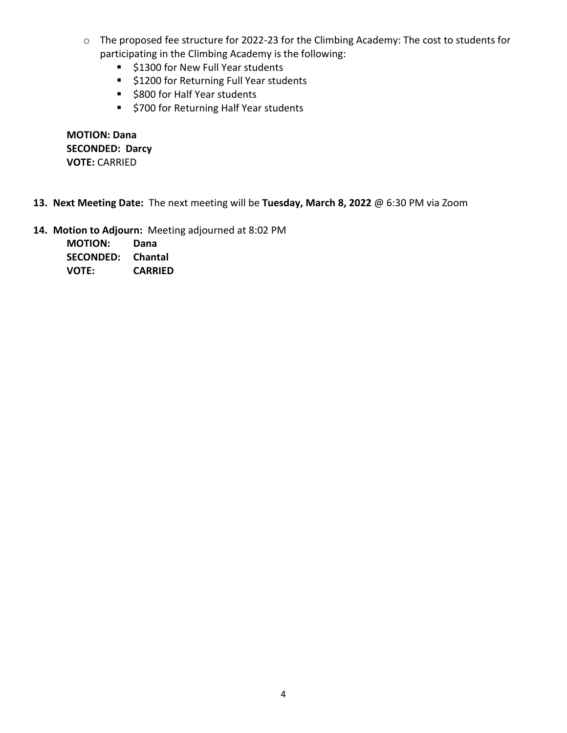- The proposed fee structure for 2022-23 for the Climbing Academy: The cost to students for participating in the Climbing Academy is the following:
    - $1300 for New Full Year students
    - $1200 for Returning Full Year students
    - $800 for Half Year students
    - $700 for Returning Half Year students

**MOTION: Dana**
**SECONDED: Darcy**
**VOTE:** CARRIED

13. **Next Meeting Date:** The next meeting will be **Tuesday, March 8, 2022** @ 6:30 PM via Zoom

14. **Motion to Adjourn:** Meeting adjourned at 8:02 PM

    **MOTION:** **Dana**
    **SECONDED:** **Chantal**
    **VOTE:** **CARRIED**